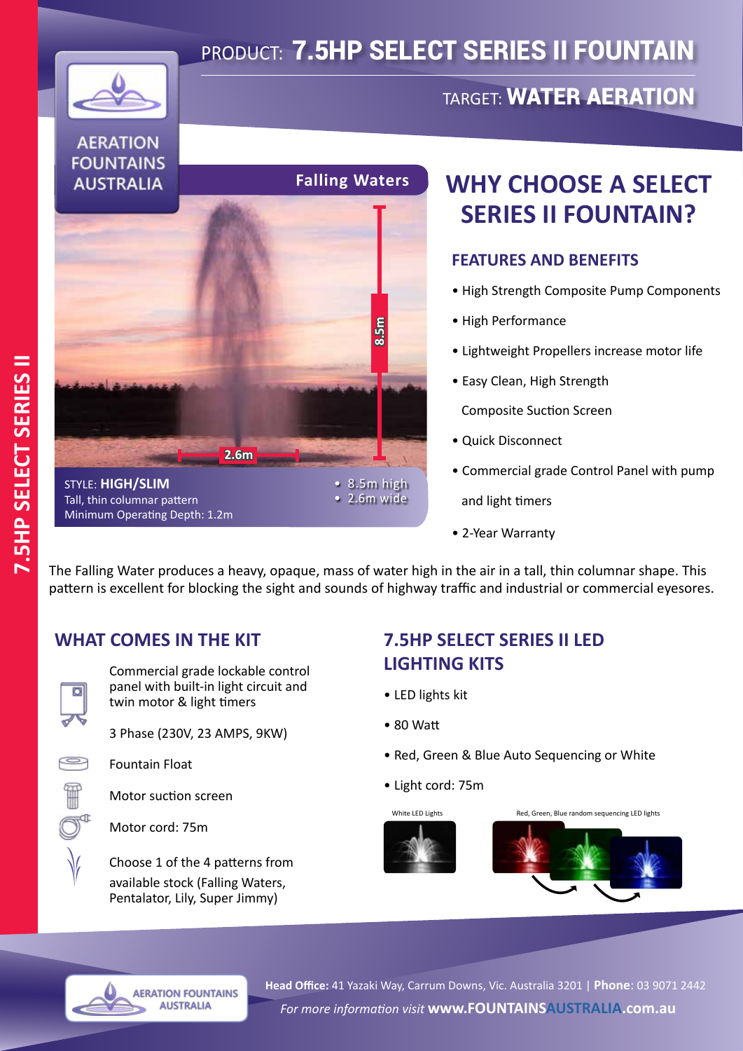# PRODUCT: 7.5HP SELECT SERIES II FOUNTAIN

## TARGET: WATER AERATION

AERATION FOUNTAINS AUSTRALIA

**Falling Waters**

8.5m

2.6m

STYLE: **HIGH/SLIM**
Tall, thin columnar pattern
Minimum Operating Depth: 1.2m

- 8.5m high
- 2.6m wide

## WHY CHOOSE A SELECT SERIES II FOUNTAIN?

### FEATURES AND BENEFITS

- High Strength Composite Pump Components
- High Performance
- Lightweight Propellers increase motor life
- Easy Clean, High Strength Composite Suction Screen
- Quick Disconnect
- Commercial grade Control Panel with pump and light timers
- 2-Year Warranty

The Falling Water produces a heavy, opaque, mass of water high in the air in a tall, thin columnar shape. This pattern is excellent for blocking the sight and sounds of highway traffic and industrial or commercial eyesores.

### WHAT COMES IN THE KIT

Commercial grade lockable control panel with built-in light circuit and twin motor & light timers

3 Phase (230V, 23 AMPS, 9KW)

Fountain Float

Motor suction screen

Motor cord: 75m

Choose 1 of the 4 patterns from available stock (Falling Waters, Pentalator, Lily, Super Jimmy)

### 7.5HP SELECT SERIES II LED LIGHTING KITS

- LED lights kit
- 80 Watt
- Red, Green & Blue Auto Sequencing or White
- Light cord: 75m

White LED Lights

Red, Green, Blue random sequencing LED lights

**Head Office:** 41 Yazaki Way, Carrum Downs, Vic. Australia 3201 | **Phone**: 03 9071 2442

*For more information visit* **www.FOUNTAINSAUSTRALIA.com.au**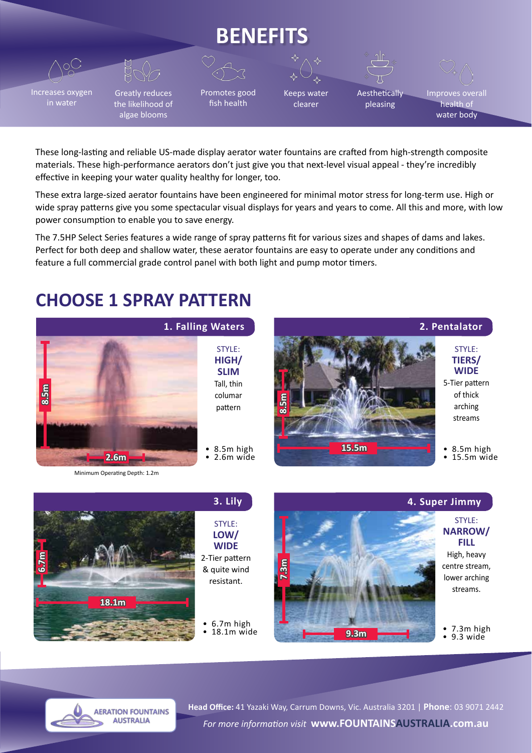# BENEFITS

- Increases oxygen in water
- Greatly reduces the likelihood of algae blooms
- Promotes good fish health
- Keeps water clearer
- Aesthetically pleasing
- Improves overall health of water body

These long-lasting and reliable US-made display aerator water fountains are crafted from high-strength composite materials. These high-performance aerators don't just give you that next-level visual appeal - they're incredibly effective in keeping your water quality healthy for longer, too.

These extra large-sized aerator fountains have been engineered for minimal motor stress for long-term use. High or wide spray patterns give you some spectacular visual displays for years and years to come. All this and more, with low power consumption to enable you to save energy.

The 7.5HP Select Series features a wide range of spray patterns fit for various sizes and shapes of dams and lakes. Perfect for both deep and shallow water, these aerator fountains are easy to operate under any conditions and feature a full commercial grade control panel with both light and pump motor timers.

## CHOOSE 1 SPRAY PATTERN

### 1. Falling Waters

8.5m
2.6m

STYLE:
**HIGH/ SLIM**
Tall, thin columar pattern

- 8.5m high
- 2.6m wide

Minimum Operating Depth: 1.2m

### 2. Pentalator

8.5m
15.5m

STYLE:
**TIERS/ WIDE**
5-Tier pattern of thick arching streams

- 8.5m high
- 15.5m wide

### 3. Lily

6.7m
18.1m

STYLE:
**LOW/ WIDE**
2-Tier pattern & quite wind resistant.

- 6.7m high
- 18.1m wide

### 4. Super Jimmy

7.3m
9.3m

STYLE:
**NARROW/ FILL**
High, heavy centre stream, lower arching streams.

- 7.3m high
- 9.3 wide

AERATION FOUNTAINS AUSTRALIA

**Head Office:** 41 Yazaki Way, Carrum Downs, Vic. Australia 3201 | **Phone**: 03 9071 2442

*For more information visit* **www.FOUNTAINSAUSTRALIA.com.au**